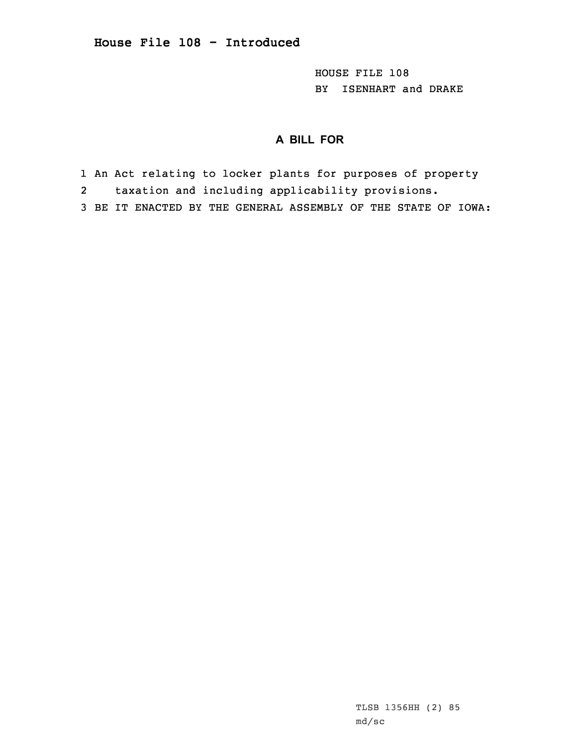## House File 108 - Introduced

HOUSE FILE 108
BY ISENHART and DRAKE

### A BILL FOR

1 An Act relating to locker plants for purposes of property
2 taxation and including applicability provisions.
3 BE IT ENACTED BY THE GENERAL ASSEMBLY OF THE STATE OF IOWA:

TLSB 1356HH (2) 85
md/sc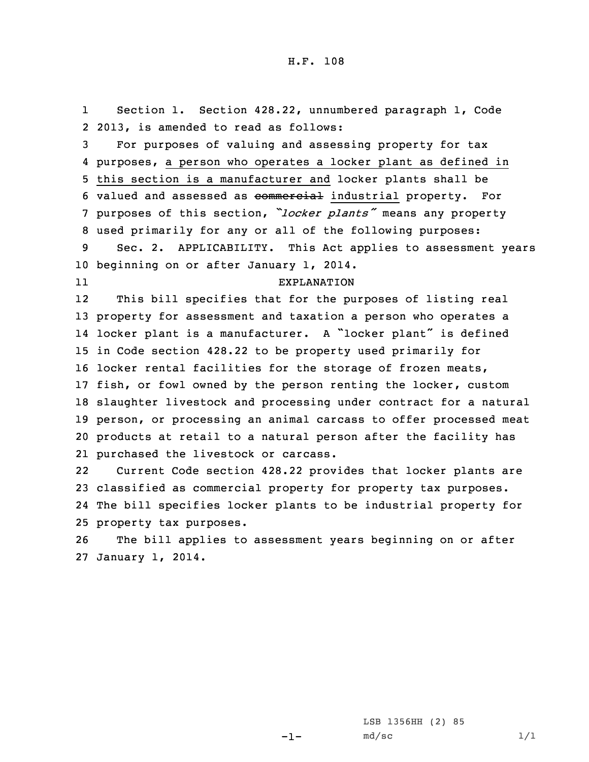H.F. 108

Section 1. Section 428.22, unnumbered paragraph 1, Code 2013, is amended to read as follows:

For purposes of valuing and assessing property for tax purposes, a person who operates a locker plant as defined in this section is a manufacturer and locker plants shall be valued and assessed as ~~commercial~~ industrial property. For purposes of this section, *"locker plants"* means any property used primarily for any or all of the following purposes:

Sec. 2. APPLICABILITY. This Act applies to assessment years beginning on or after January 1, 2014.

EXPLANATION

This bill specifies that for the purposes of listing real property for assessment and taxation a person who operates a locker plant is a manufacturer. A "locker plant" is defined in Code section 428.22 to be property used primarily for locker rental facilities for the storage of frozen meats, fish, or fowl owned by the person renting the locker, custom slaughter livestock and processing under contract for a natural person, or processing an animal carcass to offer processed meat products at retail to a natural person after the facility has purchased the livestock or carcass.

Current Code section 428.22 provides that locker plants are classified as commercial property for property tax purposes. The bill specifies locker plants to be industrial property for property tax purposes.

The bill applies to assessment years beginning on or after January 1, 2014.

LSB 1356HH (2) 85
md/sc